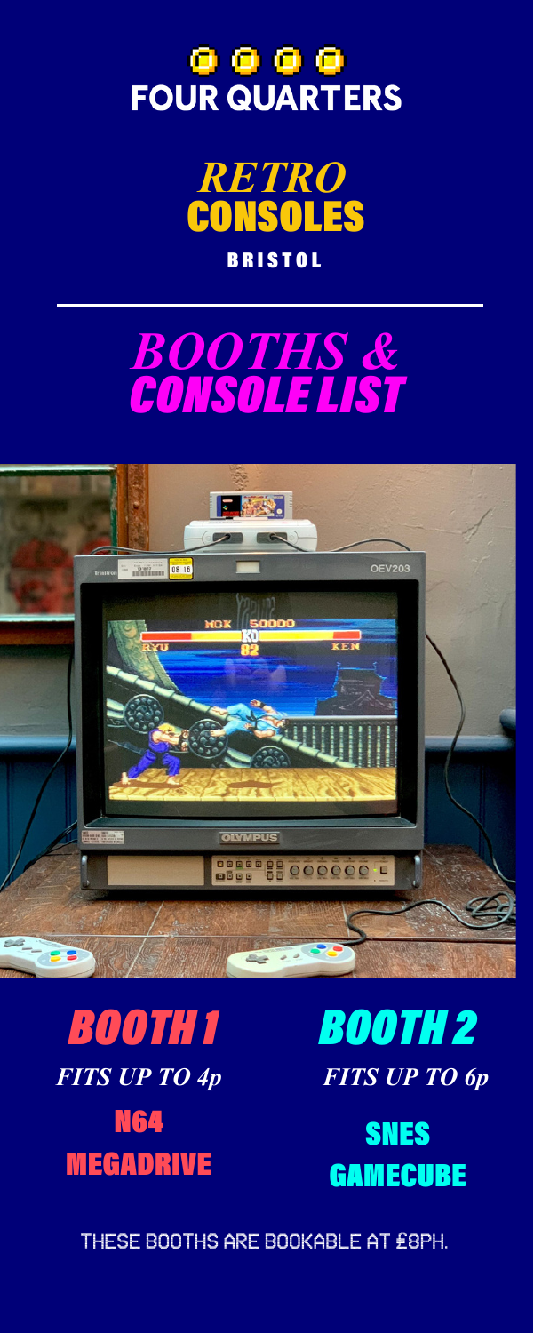# FOUR QUARTERS

## *RETRO* CONSOLES

BRISTOL

---

## *BOOTHS & CONSOLE LIST*

### *BOOTH 1*

*FITS UP TO 4p*

- N64
- MEGADRIVE

### *BOOTH 2*

*FITS UP TO 6p*

- SNES
- GAMECUBE

THESE BOOTHS ARE BOOKABLE AT £8PH.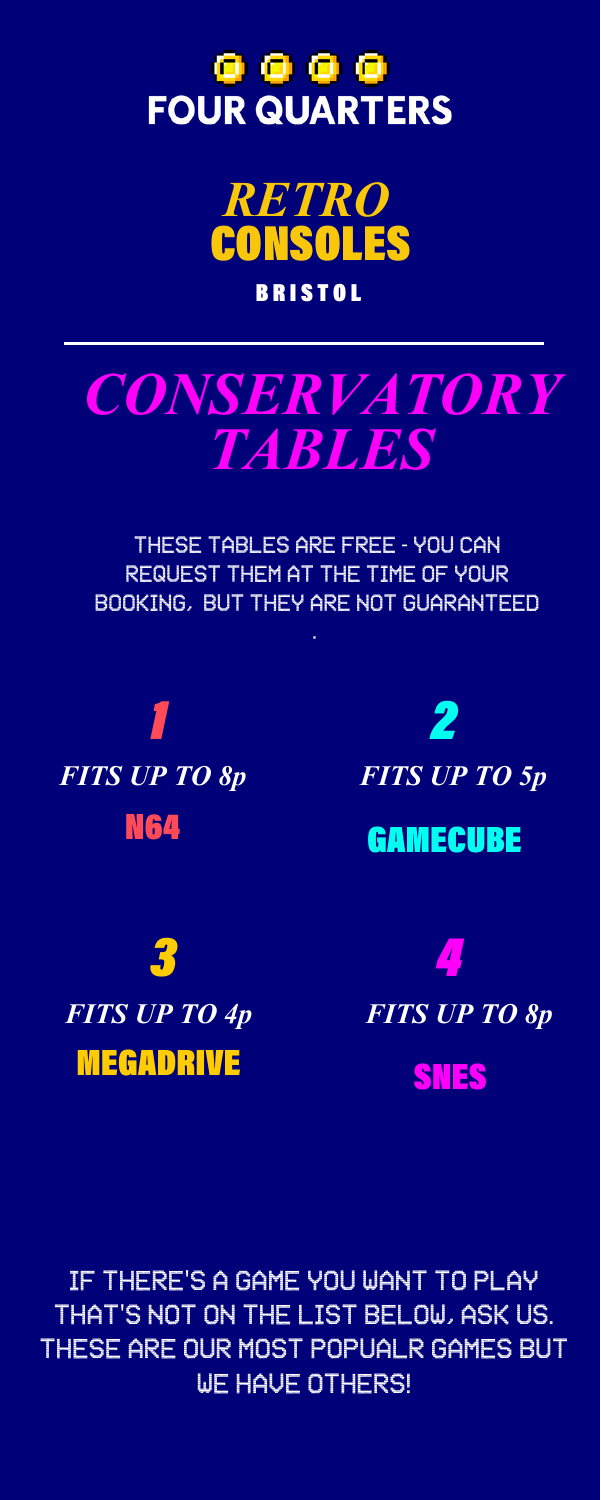# FOUR QUARTERS

## *RETRO* CONSOLES

**BRISTOL**

---

# *CONSERVATORY TABLES*

THESE TABLES ARE FREE - YOU CAN REQUEST THEM AT THE TIME OF YOUR BOOKING, BUT THEY ARE NOT GUARANTEED

.

### *1*

*FITS UP TO 8p*

**N64**

### *2*

*FITS UP TO 5p*

**GAMECUBE**

### *3*

*FITS UP TO 4p*

**MEGADRIVE**

### *4*

*FITS UP TO 8p*

**SNES**

IF THERE'S A GAME YOU WANT TO PLAY THAT'S NOT ON THE LIST BELOW, ASK US. THESE ARE OUR MOST POPUALR GAMES BUT WE HAVE OTHERS!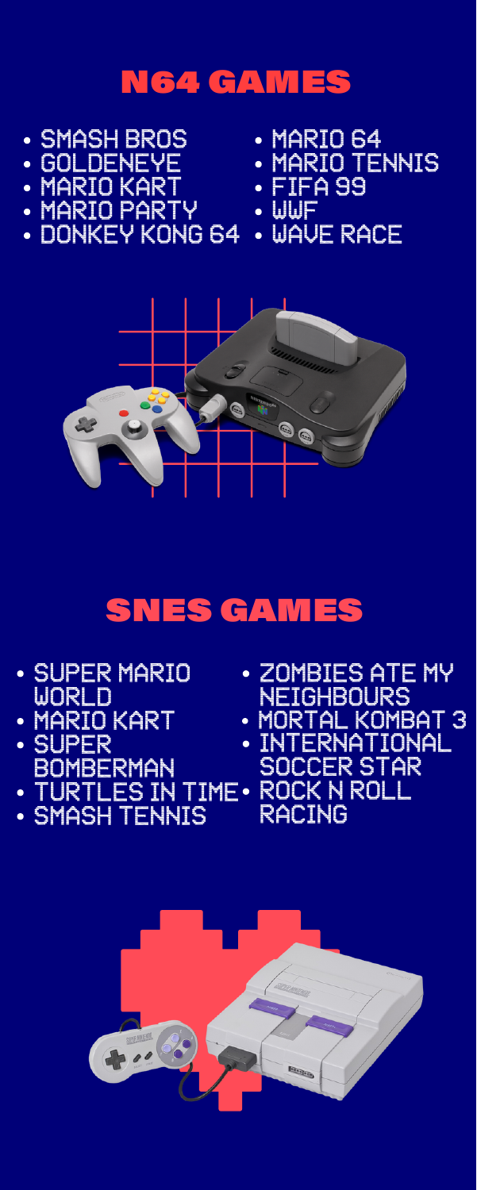# N64 GAMES

- SMASH BROS
- GOLDENEYE
- MARIO KART
- MARIO PARTY
- DONKEY KONG 64
- MARIO 64
- MARIO TENNIS
- FIFA 99
- WWF
- WAVE RACE

# SNES GAMES

- SUPER MARIO WORLD
- MARIO KART
- SUPER BOMBERMAN
- TURTLES IN TIME
- SMASH TENNIS
- ZOMBIES ATE MY NEIGHBOURS
- MORTAL KOMBAT 3
- INTERNATIONAL SOCCER STAR
- ROCK N ROLL RACING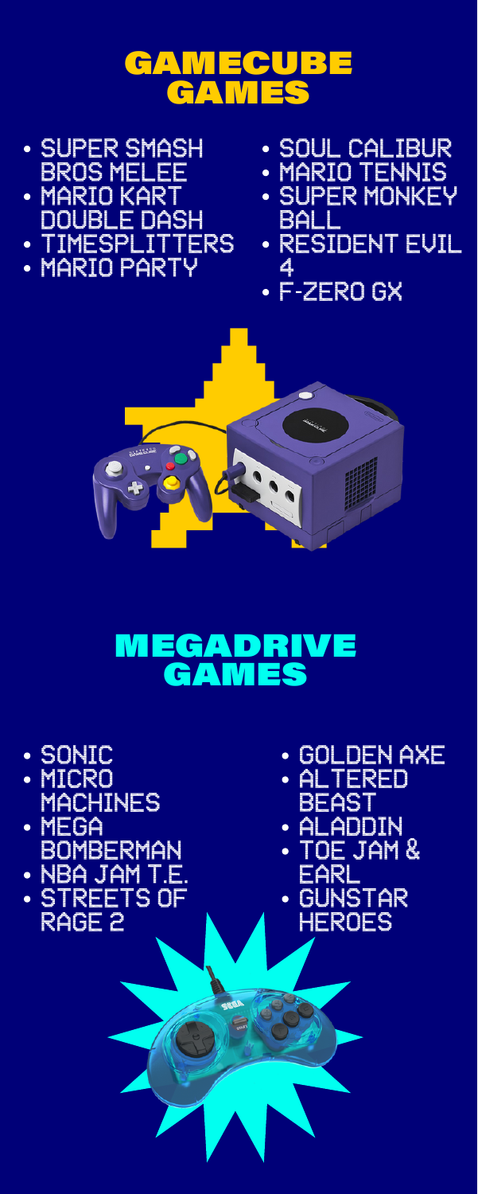# GAMECUBE GAMES

- SUPER SMASH BROS MELEE
- MARIO KART DOUBLE DASH
- TIMESPLITTERS
- MARIO PARTY
- SOUL CALIBUR
- MARIO TENNIS
- SUPER MONKEY BALL
- RESIDENT EVIL 4
- F-ZERO GX

# MEGADRIVE GAMES

- SONIC
- MICRO MACHINES
- MEGA BOMBERMAN
- NBA JAM T.E.
- STREETS OF RAGE 2
- GOLDEN AXE
- ALTERED BEAST
- ALADDIN
- TOE JAM & EARL
- GUNSTAR HEROES